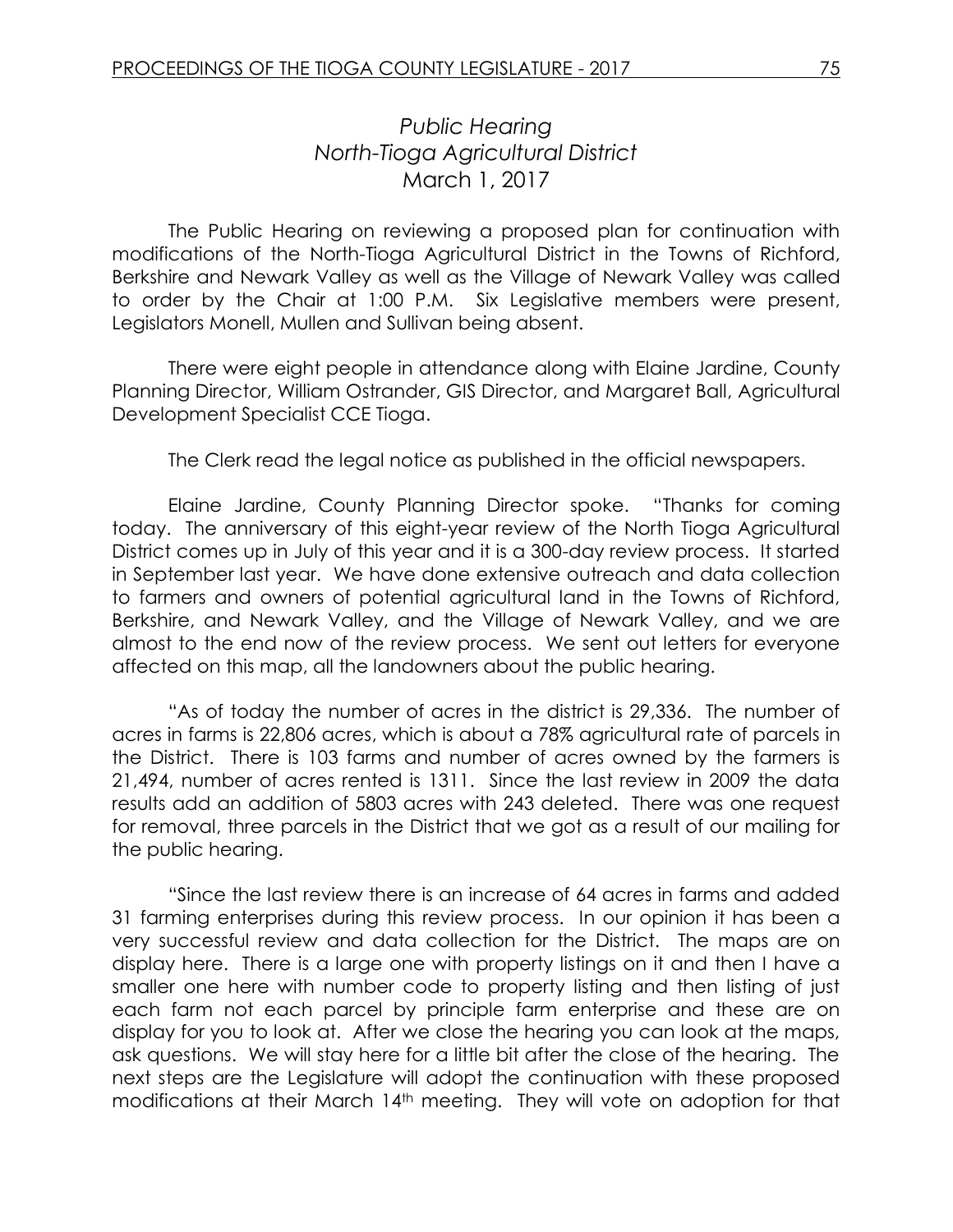# *Public Hearing*
## *North-Tioga Agricultural District*
### March 1, 2017

The Public Hearing on reviewing a proposed plan for continuation with modifications of the North-Tioga Agricultural District in the Towns of Richford, Berkshire and Newark Valley as well as the Village of Newark Valley was called to order by the Chair at 1:00 P.M. Six Legislative members were present, Legislators Monell, Mullen and Sullivan being absent.

There were eight people in attendance along with Elaine Jardine, County Planning Director, William Ostrander, GIS Director, and Margaret Ball, Agricultural Development Specialist CCE Tioga.

The Clerk read the legal notice as published in the official newspapers.

Elaine Jardine, County Planning Director spoke. "Thanks for coming today. The anniversary of this eight-year review of the North Tioga Agricultural District comes up in July of this year and it is a 300-day review process. It started in September last year. We have done extensive outreach and data collection to farmers and owners of potential agricultural land in the Towns of Richford, Berkshire, and Newark Valley, and the Village of Newark Valley, and we are almost to the end now of the review process. We sent out letters for everyone affected on this map, all the landowners about the public hearing.

"As of today the number of acres in the district is 29,336. The number of acres in farms is 22,806 acres, which is about a 78% agricultural rate of parcels in the District. There is 103 farms and number of acres owned by the farmers is 21,494, number of acres rented is 1311. Since the last review in 2009 the data results add an addition of 5803 acres with 243 deleted. There was one request for removal, three parcels in the District that we got as a result of our mailing for the public hearing.

"Since the last review there is an increase of 64 acres in farms and added 31 farming enterprises during this review process. In our opinion it has been a very successful review and data collection for the District. The maps are on display here. There is a large one with property listings on it and then I have a smaller one here with number code to property listing and then listing of just each farm not each parcel by principle farm enterprise and these are on display for you to look at. After we close the hearing you can look at the maps, ask questions. We will stay here for a little bit after the close of the hearing. The next steps are the Legislature will adopt the continuation with these proposed modifications at their March 14th meeting. They will vote on adoption for that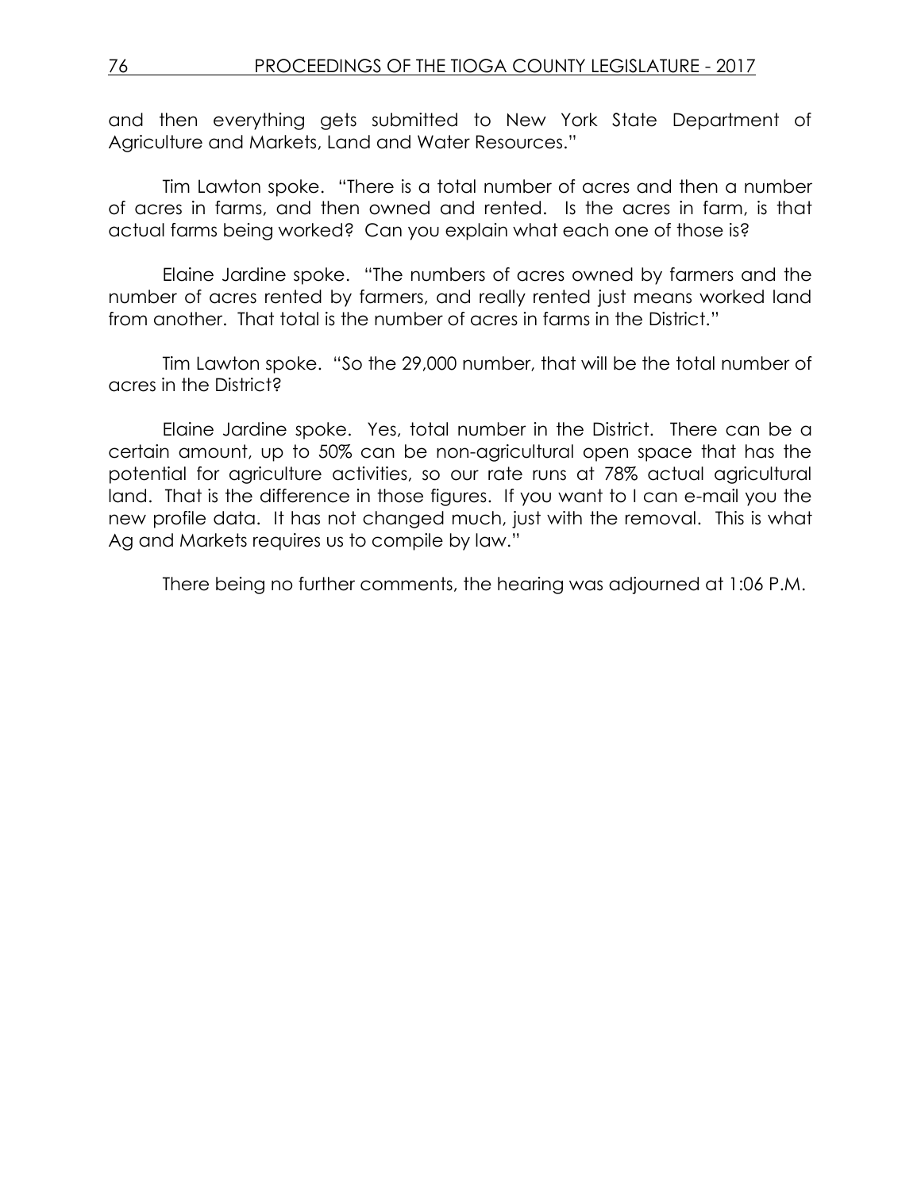and then everything gets submitted to New York State Department of Agriculture and Markets, Land and Water Resources."

Tim Lawton spoke. "There is a total number of acres and then a number of acres in farms, and then owned and rented. Is the acres in farm, is that actual farms being worked? Can you explain what each one of those is?

Elaine Jardine spoke. "The numbers of acres owned by farmers and the number of acres rented by farmers, and really rented just means worked land from another. That total is the number of acres in farms in the District."

Tim Lawton spoke. "So the 29,000 number, that will be the total number of acres in the District?

Elaine Jardine spoke. Yes, total number in the District. There can be a certain amount, up to 50% can be non-agricultural open space that has the potential for agriculture activities, so our rate runs at 78% actual agricultural land. That is the difference in those figures. If you want to I can e-mail you the new profile data. It has not changed much, just with the removal. This is what Ag and Markets requires us to compile by law."

There being no further comments, the hearing was adjourned at 1:06 P.M.